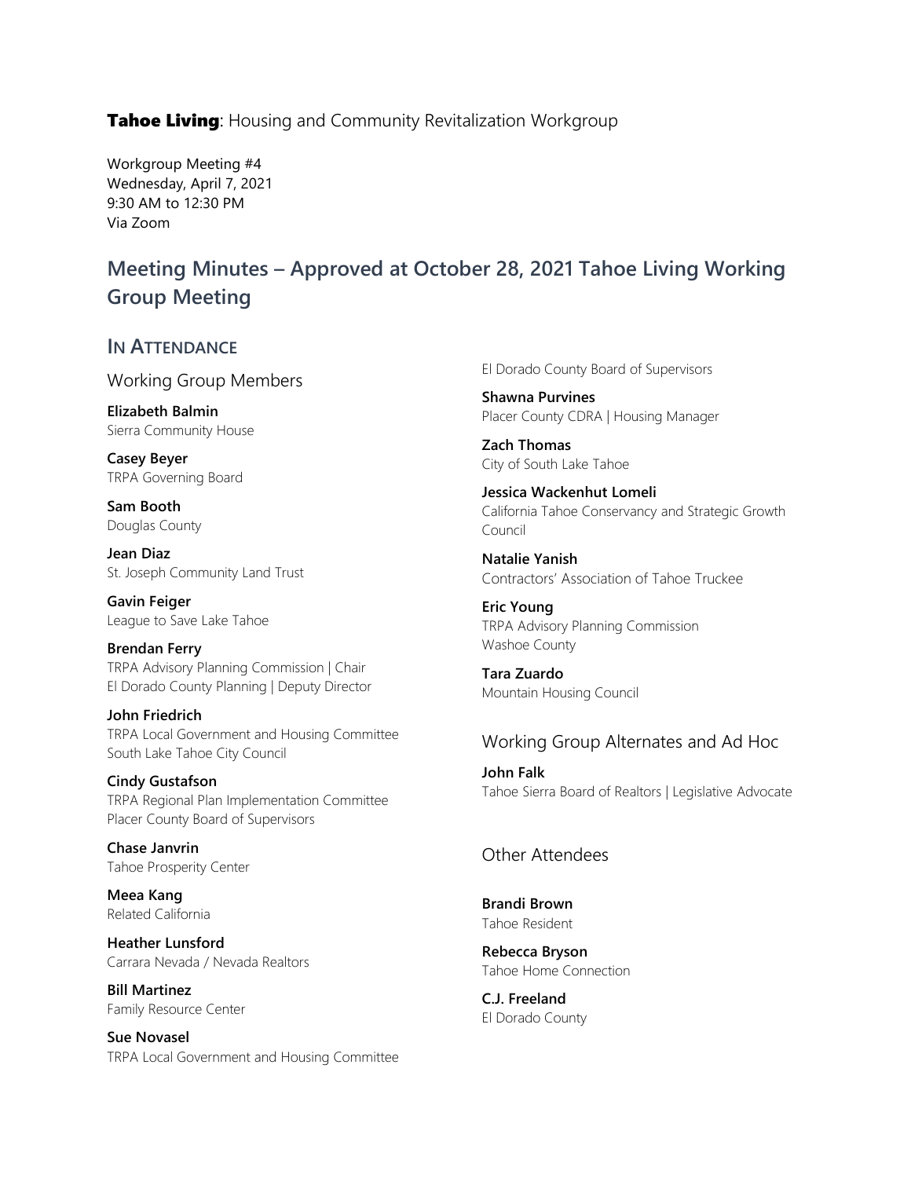**Tahoe Living**: Housing and Community Revitalization Workgroup

Workgroup Meeting #4
Wednesday, April 7, 2021
9:30 AM to 12:30 PM
Via Zoom

## Meeting Minutes – Approved at October 28, 2021 Tahoe Living Working Group Meeting

### IN ATTENDANCE

#### Working Group Members

**Elizabeth Balmin**
Sierra Community House

**Casey Beyer**
TRPA Governing Board

**Sam Booth**
Douglas County

**Jean Diaz**
St. Joseph Community Land Trust

**Gavin Feiger**
League to Save Lake Tahoe

**Brendan Ferry**
TRPA Advisory Planning Commission | Chair
El Dorado County Planning | Deputy Director

**John Friedrich**
TRPA Local Government and Housing Committee
South Lake Tahoe City Council

**Cindy Gustafson**
TRPA Regional Plan Implementation Committee
Placer County Board of Supervisors

**Chase Janvrin**
Tahoe Prosperity Center

**Meea Kang**
Related California

**Heather Lunsford**
Carrara Nevada / Nevada Realtors

**Bill Martinez**
Family Resource Center

**Sue Novasel**
TRPA Local Government and Housing Committee
El Dorado County Board of Supervisors

**Shawna Purvines**
Placer County CDRA | Housing Manager

**Zach Thomas**
City of South Lake Tahoe

**Jessica Wackenhut Lomeli**
California Tahoe Conservancy and Strategic Growth Council

**Natalie Yanish**
Contractors' Association of Tahoe Truckee

**Eric Young**
TRPA Advisory Planning Commission
Washoe County

**Tara Zuardo**
Mountain Housing Council

#### Working Group Alternates and Ad Hoc

**John Falk**
Tahoe Sierra Board of Realtors | Legislative Advocate

#### Other Attendees

**Brandi Brown**
Tahoe Resident

**Rebecca Bryson**
Tahoe Home Connection

**C.J. Freeland**
El Dorado County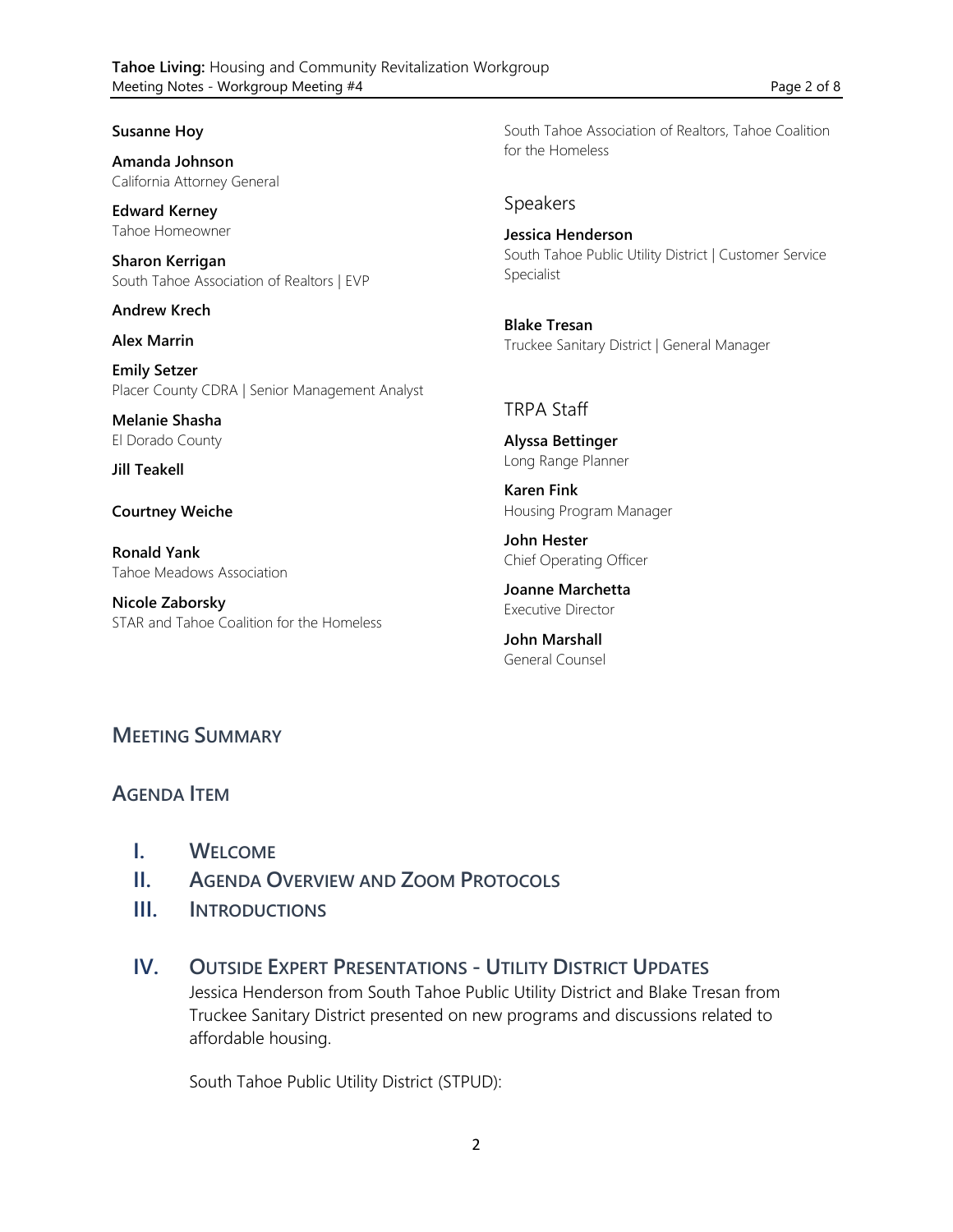**Susanne Hoy**

**Amanda Johnson**
California Attorney General

**Edward Kerney**
Tahoe Homeowner

**Sharon Kerrigan**
South Tahoe Association of Realtors | EVP

**Andrew Krech**

**Alex Marrin**

**Emily Setzer**
Placer County CDRA | Senior Management Analyst

**Melanie Shasha**
El Dorado County

**Jill Teakell**

**Courtney Weiche**

**Ronald Yank**
Tahoe Meadows Association

**Nicole Zaborsky**
STAR and Tahoe Coalition for the Homeless

South Tahoe Association of Realtors, Tahoe Coalition for the Homeless

### Speakers

**Jessica Henderson**
South Tahoe Public Utility District | Customer Service Specialist

**Blake Tresan**
Truckee Sanitary District | General Manager

### TRPA Staff

**Alyssa Bettinger**
Long Range Planner

**Karen Fink**
Housing Program Manager

**John Hester**
Chief Operating Officer

**Joanne Marchetta**
Executive Director

**John Marshall**
General Counsel

## MEETING SUMMARY

## AGENDA ITEM

### I. WELCOME

### II. AGENDA OVERVIEW AND ZOOM PROTOCOLS

### III. INTRODUCTIONS

### IV. OUTSIDE EXPERT PRESENTATIONS - UTILITY DISTRICT UPDATES

Jessica Henderson from South Tahoe Public Utility District and Blake Tresan from Truckee Sanitary District presented on new programs and discussions related to affordable housing.

South Tahoe Public Utility District (STPUD):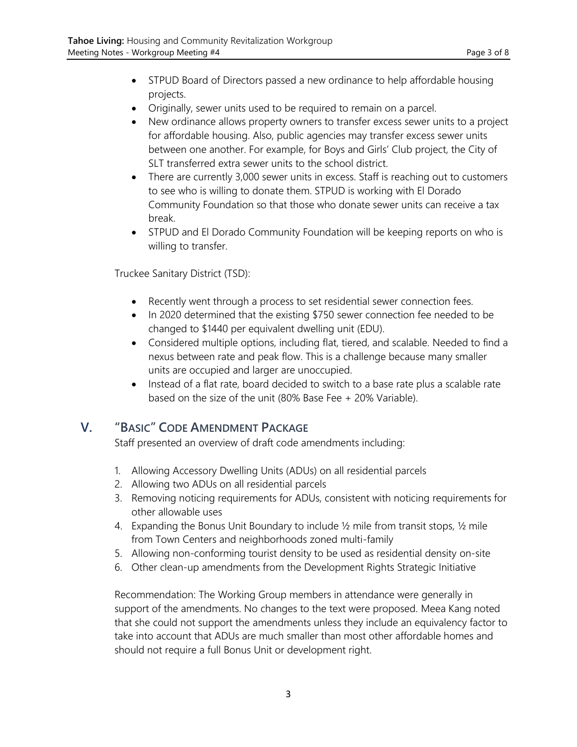- STPUD Board of Directors passed a new ordinance to help affordable housing projects.
- Originally, sewer units used to be required to remain on a parcel.
- New ordinance allows property owners to transfer excess sewer units to a project for affordable housing. Also, public agencies may transfer excess sewer units between one another. For example, for Boys and Girls' Club project, the City of SLT transferred extra sewer units to the school district.
- There are currently 3,000 sewer units in excess. Staff is reaching out to customers to see who is willing to donate them. STPUD is working with El Dorado Community Foundation so that those who donate sewer units can receive a tax break.
- STPUD and El Dorado Community Foundation will be keeping reports on who is willing to transfer.

Truckee Sanitary District (TSD):

- Recently went through a process to set residential sewer connection fees.
- In 2020 determined that the existing $750 sewer connection fee needed to be changed to $1440 per equivalent dwelling unit (EDU).
- Considered multiple options, including flat, tiered, and scalable. Needed to find a nexus between rate and peak flow. This is a challenge because many smaller units are occupied and larger are unoccupied.
- Instead of a flat rate, board decided to switch to a base rate plus a scalable rate based on the size of the unit (80% Base Fee + 20% Variable).

## V. "Basic" Code Amendment Package

Staff presented an overview of draft code amendments including:

1. Allowing Accessory Dwelling Units (ADUs) on all residential parcels
2. Allowing two ADUs on all residential parcels
3. Removing noticing requirements for ADUs, consistent with noticing requirements for other allowable uses
4. Expanding the Bonus Unit Boundary to include ½ mile from transit stops, ½ mile from Town Centers and neighborhoods zoned multi-family
5. Allowing non-conforming tourist density to be used as residential density on-site
6. Other clean-up amendments from the Development Rights Strategic Initiative

Recommendation: The Working Group members in attendance were generally in support of the amendments. No changes to the text were proposed. Meea Kang noted that she could not support the amendments unless they include an equivalency factor to take into account that ADUs are much smaller than most other affordable homes and should not require a full Bonus Unit or development right.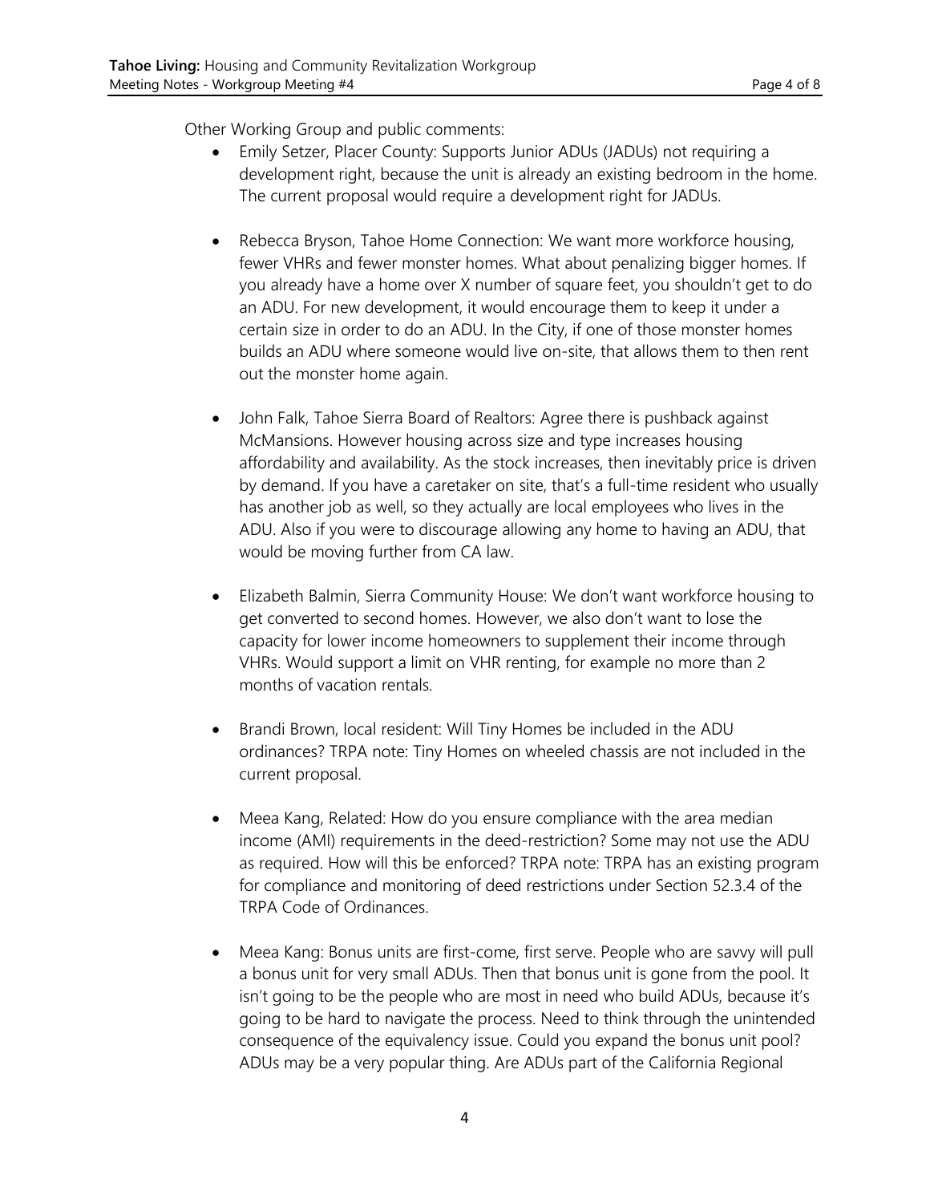Other Working Group and public comments:

- Emily Setzer, Placer County: Supports Junior ADUs (JADUs) not requiring a development right, because the unit is already an existing bedroom in the home. The current proposal would require a development right for JADUs.

- Rebecca Bryson, Tahoe Home Connection: We want more workforce housing, fewer VHRs and fewer monster homes. What about penalizing bigger homes. If you already have a home over X number of square feet, you shouldn't get to do an ADU. For new development, it would encourage them to keep it under a certain size in order to do an ADU. In the City, if one of those monster homes builds an ADU where someone would live on-site, that allows them to then rent out the monster home again.

- John Falk, Tahoe Sierra Board of Realtors: Agree there is pushback against McMansions. However housing across size and type increases housing affordability and availability. As the stock increases, then inevitably price is driven by demand. If you have a caretaker on site, that's a full-time resident who usually has another job as well, so they actually are local employees who lives in the ADU. Also if you were to discourage allowing any home to having an ADU, that would be moving further from CA law.

- Elizabeth Balmin, Sierra Community House: We don't want workforce housing to get converted to second homes. However, we also don't want to lose the capacity for lower income homeowners to supplement their income through VHRs. Would support a limit on VHR renting, for example no more than 2 months of vacation rentals.

- Brandi Brown, local resident: Will Tiny Homes be included in the ADU ordinances? TRPA note: Tiny Homes on wheeled chassis are not included in the current proposal.

- Meea Kang, Related: How do you ensure compliance with the area median income (AMI) requirements in the deed-restriction? Some may not use the ADU as required. How will this be enforced? TRPA note: TRPA has an existing program for compliance and monitoring of deed restrictions under Section 52.3.4 of the TRPA Code of Ordinances.

- Meea Kang: Bonus units are first-come, first serve. People who are savvy will pull a bonus unit for very small ADUs. Then that bonus unit is gone from the pool. It isn't going to be the people who are most in need who build ADUs, because it's going to be hard to navigate the process. Need to think through the unintended consequence of the equivalency issue. Could you expand the bonus unit pool? ADUs may be a very popular thing. Are ADUs part of the California Regional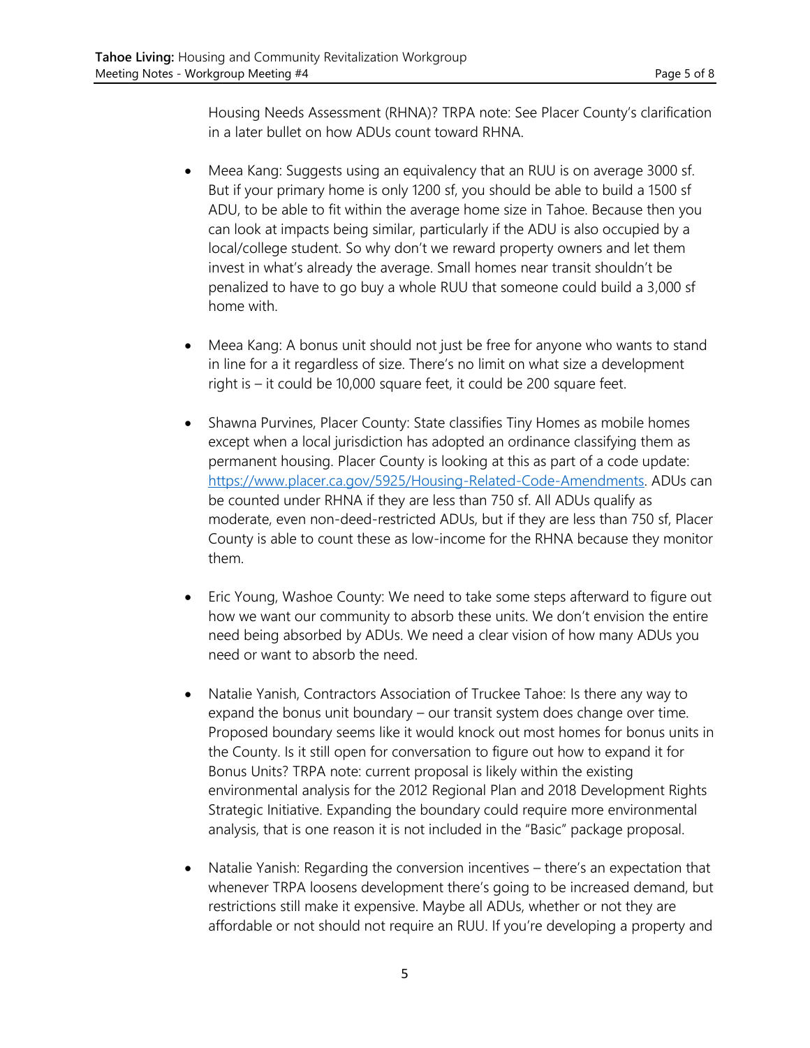Housing Needs Assessment (RHNA)? TRPA note: See Placer County's clarification in a later bullet on how ADUs count toward RHNA.

- Meea Kang: Suggests using an equivalency that an RUU is on average 3000 sf. But if your primary home is only 1200 sf, you should be able to build a 1500 sf ADU, to be able to fit within the average home size in Tahoe. Because then you can look at impacts being similar, particularly if the ADU is also occupied by a local/college student. So why don't we reward property owners and let them invest in what's already the average. Small homes near transit shouldn't be penalized to have to go buy a whole RUU that someone could build a 3,000 sf home with.

- Meea Kang: A bonus unit should not just be free for anyone who wants to stand in line for a it regardless of size. There's no limit on what size a development right is – it could be 10,000 square feet, it could be 200 square feet.

- Shawna Purvines, Placer County: State classifies Tiny Homes as mobile homes except when a local jurisdiction has adopted an ordinance classifying them as permanent housing. Placer County is looking at this as part of a code update: [https://www.placer.ca.gov/5925/Housing-Related-Code-Amendments](https://www.placer.ca.gov/5925/Housing-Related-Code-Amendments). ADUs can be counted under RHNA if they are less than 750 sf. All ADUs qualify as moderate, even non-deed-restricted ADUs, but if they are less than 750 sf, Placer County is able to count these as low-income for the RHNA because they monitor them.

- Eric Young, Washoe County: We need to take some steps afterward to figure out how we want our community to absorb these units. We don't envision the entire need being absorbed by ADUs. We need a clear vision of how many ADUs you need or want to absorb the need.

- Natalie Yanish, Contractors Association of Truckee Tahoe: Is there any way to expand the bonus unit boundary – our transit system does change over time. Proposed boundary seems like it would knock out most homes for bonus units in the County. Is it still open for conversation to figure out how to expand it for Bonus Units? TRPA note: current proposal is likely within the existing environmental analysis for the 2012 Regional Plan and 2018 Development Rights Strategic Initiative. Expanding the boundary could require more environmental analysis, that is one reason it is not included in the "Basic" package proposal.

- Natalie Yanish: Regarding the conversion incentives – there's an expectation that whenever TRPA loosens development there's going to be increased demand, but restrictions still make it expensive. Maybe all ADUs, whether or not they are affordable or not should not require an RUU. If you're developing a property and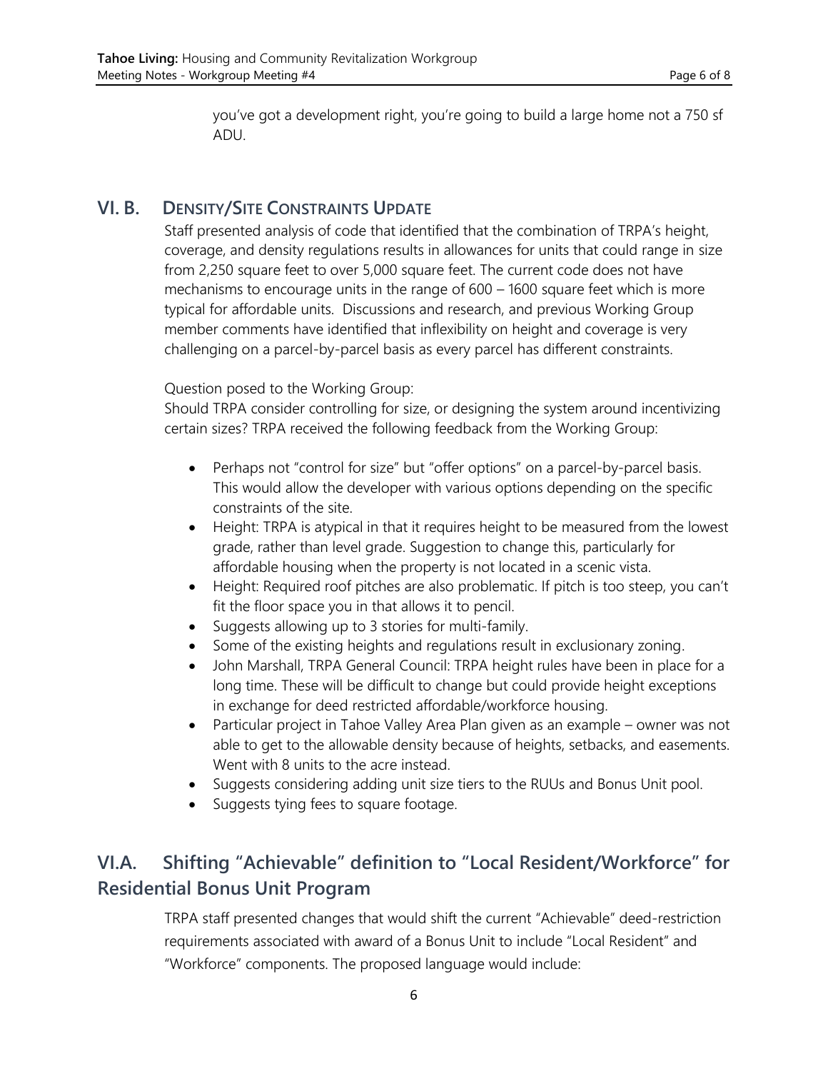you've got a development right, you're going to build a large home not a 750 sf ADU.

## VI. B. Density/Site Constraints Update

Staff presented analysis of code that identified that the combination of TRPA's height, coverage, and density regulations results in allowances for units that could range in size from 2,250 square feet to over 5,000 square feet. The current code does not have mechanisms to encourage units in the range of 600 – 1600 square feet which is more typical for affordable units. Discussions and research, and previous Working Group member comments have identified that inflexibility on height and coverage is very challenging on a parcel-by-parcel basis as every parcel has different constraints.

Question posed to the Working Group:
Should TRPA consider controlling for size, or designing the system around incentivizing certain sizes? TRPA received the following feedback from the Working Group:

- Perhaps not "control for size" but "offer options" on a parcel-by-parcel basis. This would allow the developer with various options depending on the specific constraints of the site.
- Height: TRPA is atypical in that it requires height to be measured from the lowest grade, rather than level grade. Suggestion to change this, particularly for affordable housing when the property is not located in a scenic vista.
- Height: Required roof pitches are also problematic. If pitch is too steep, you can't fit the floor space you in that allows it to pencil.
- Suggests allowing up to 3 stories for multi-family.
- Some of the existing heights and regulations result in exclusionary zoning.
- John Marshall, TRPA General Council: TRPA height rules have been in place for a long time. These will be difficult to change but could provide height exceptions in exchange for deed restricted affordable/workforce housing.
- Particular project in Tahoe Valley Area Plan given as an example – owner was not able to get to the allowable density because of heights, setbacks, and easements. Went with 8 units to the acre instead.
- Suggests considering adding unit size tiers to the RUUs and Bonus Unit pool.
- Suggests tying fees to square footage.

## VI.A. Shifting "Achievable" definition to "Local Resident/Workforce" for Residential Bonus Unit Program

TRPA staff presented changes that would shift the current "Achievable" deed-restriction requirements associated with award of a Bonus Unit to include "Local Resident" and "Workforce" components. The proposed language would include: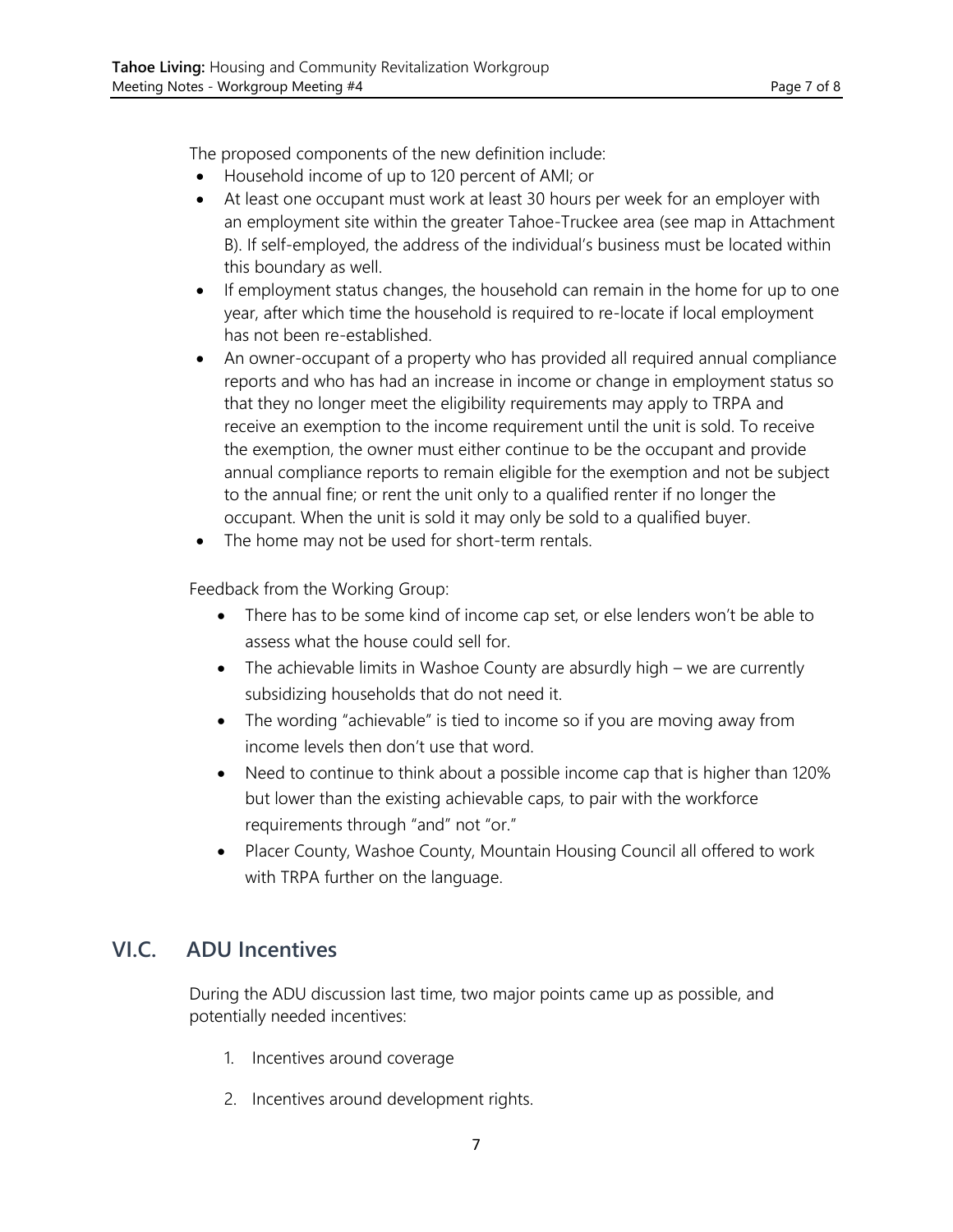The proposed components of the new definition include:

- Household income of up to 120 percent of AMI; or
- At least one occupant must work at least 30 hours per week for an employer with an employment site within the greater Tahoe-Truckee area (see map in Attachment B). If self-employed, the address of the individual's business must be located within this boundary as well.
- If employment status changes, the household can remain in the home for up to one year, after which time the household is required to re-locate if local employment has not been re-established.
- An owner-occupant of a property who has provided all required annual compliance reports and who has had an increase in income or change in employment status so that they no longer meet the eligibility requirements may apply to TRPA and receive an exemption to the income requirement until the unit is sold. To receive the exemption, the owner must either continue to be the occupant and provide annual compliance reports to remain eligible for the exemption and not be subject to the annual fine; or rent the unit only to a qualified renter if no longer the occupant. When the unit is sold it may only be sold to a qualified buyer.
- The home may not be used for short-term rentals.

Feedback from the Working Group:

- There has to be some kind of income cap set, or else lenders won't be able to assess what the house could sell for.
- The achievable limits in Washoe County are absurdly high – we are currently subsidizing households that do not need it.
- The wording "achievable" is tied to income so if you are moving away from income levels then don't use that word.
- Need to continue to think about a possible income cap that is higher than 120% but lower than the existing achievable caps, to pair with the workforce requirements through "and" not "or."
- Placer County, Washoe County, Mountain Housing Council all offered to work with TRPA further on the language.

## VI.C. ADU Incentives

During the ADU discussion last time, two major points came up as possible, and potentially needed incentives:

1. Incentives around coverage
2. Incentives around development rights.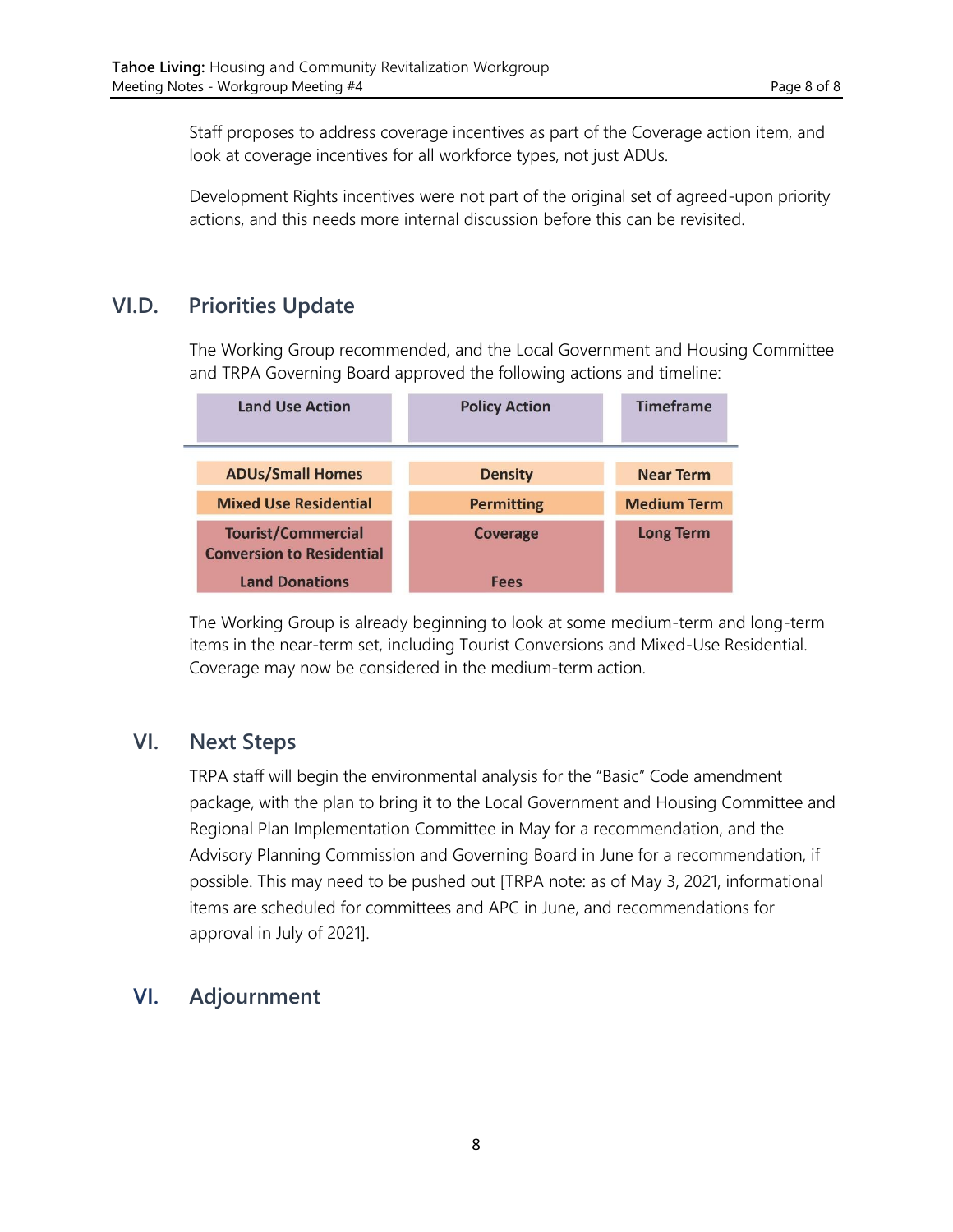Staff proposes to address coverage incentives as part of the Coverage action item, and look at coverage incentives for all workforce types, not just ADUs.

Development Rights incentives were not part of the original set of agreed-upon priority actions, and this needs more internal discussion before this can be revisited.

## VI.D. Priorities Update

The Working Group recommended, and the Local Government and Housing Committee and TRPA Governing Board approved the following actions and timeline:

| Land Use Action | Policy Action | Timeframe |
|---|---|---|
| ADUs/Small Homes | Density | Near Term |
| Mixed Use Residential | Permitting | Medium Term |
| Tourist/Commercial Conversion to Residential<br><br>Land Donations | Coverage<br><br>Fees | Long Term |

The Working Group is already beginning to look at some medium-term and long-term items in the near-term set, including Tourist Conversions and Mixed-Use Residential. Coverage may now be considered in the medium-term action.

## VI. Next Steps

TRPA staff will begin the environmental analysis for the "Basic" Code amendment package, with the plan to bring it to the Local Government and Housing Committee and Regional Plan Implementation Committee in May for a recommendation, and the Advisory Planning Commission and Governing Board in June for a recommendation, if possible. This may need to be pushed out [TRPA note: as of May 3, 2021, informational items are scheduled for committees and APC in June, and recommendations for approval in July of 2021].

## VI. Adjournment